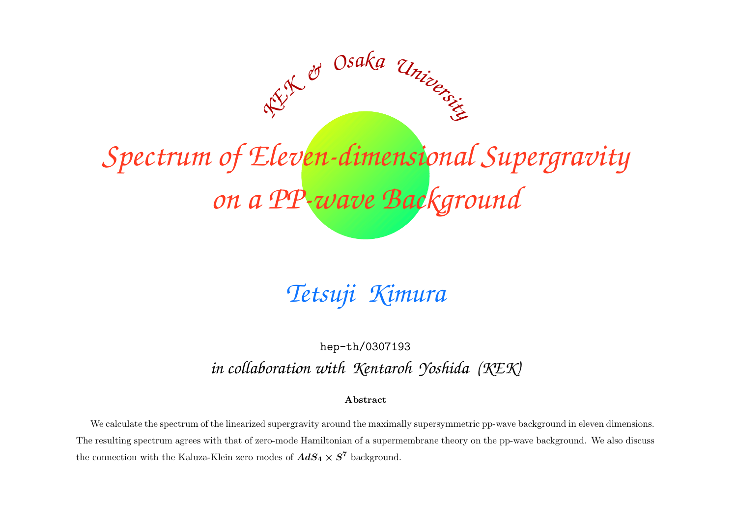KEK & Osaka University

# Spectrum of Eleven-dimensional Supergravity on a PP-wave Background

## Tetsuji Kimura

hep-th/0307193

*in collaboration with Kentaroh Yoshida (KEK)*

**Abstract**

We calculate the spectrum of the linearized supergravity around the maximally supersymmetric pp-wave background in eleven dimensions. The resulting spectrum agrees with that of zero-mode Hamiltonian of a supermembrane theory on the pp-wave background. We also discuss the connection with the Kaluza-Klein zero modes of $AdS_4 \times S^7$ background.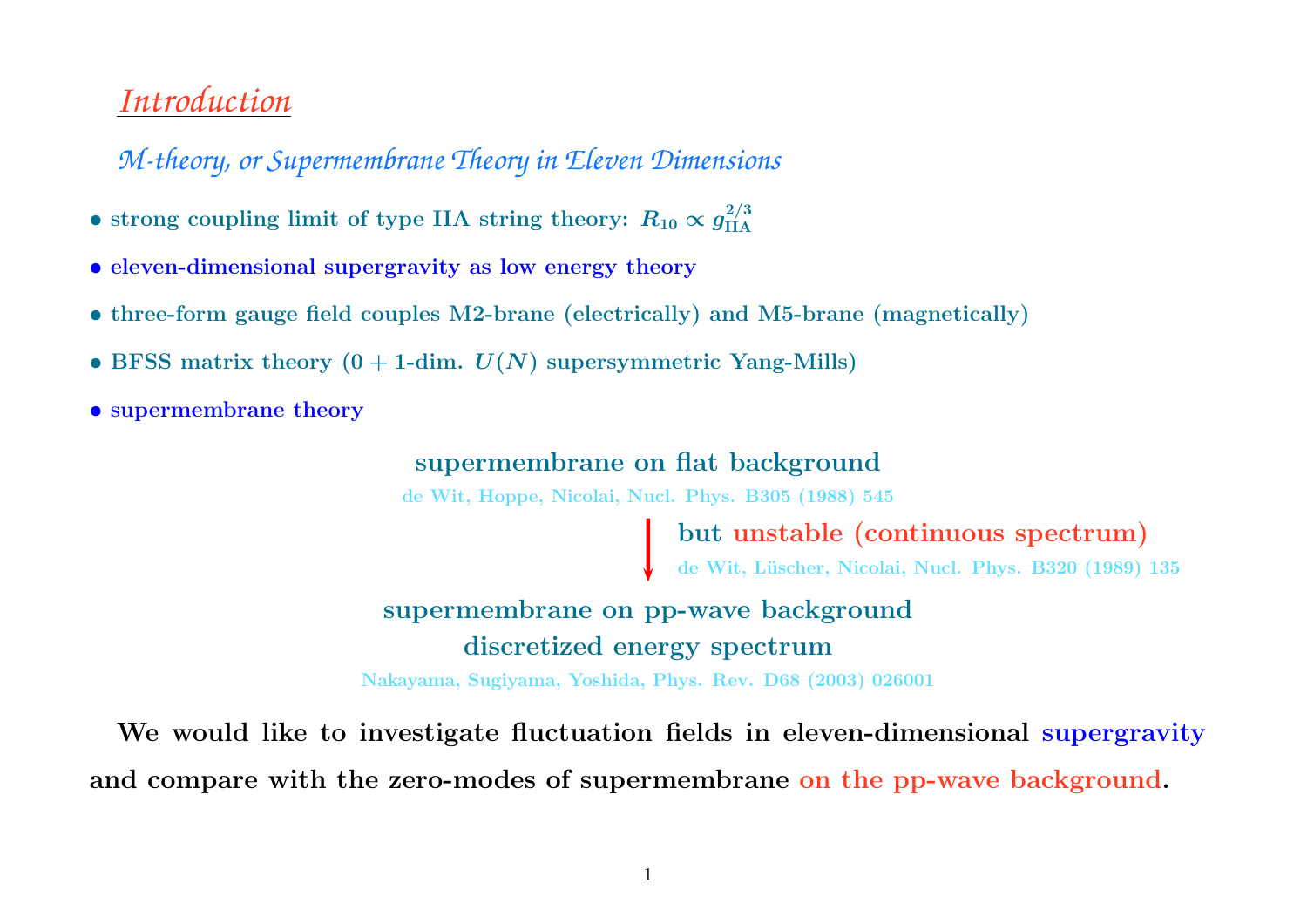## *Introduction*

### *M-theory, or Supermembrane Theory in Eleven Dimensions*

- **strong coupling limit of type IIA string theory: $R_{10} \propto g_{\text{IIA}}^{2/3}$**
- **eleven-dimensional supergravity as low energy theory**
- **three-form gauge field couples M2-brane (electrically) and M5-brane (magnetically)**
- **BFSS matrix theory ($0 + 1$-dim. $U(N)$ supersymmetric Yang-Mills)**
- **supermembrane theory**

**supermembrane on flat background**

de Wit, Hoppe, Nicolai, Nucl. Phys. B305 (1988) 545

↓ **but unstable (continuous spectrum)**

de Wit, Lüscher, Nicolai, Nucl. Phys. B320 (1989) 135

**supermembrane on pp-wave background**

**discretized energy spectrum**

Nakayama, Sugiyama, Yoshida, Phys. Rev. D68 (2003) 026001

**We would like to investigate fluctuation fields in eleven-dimensional supergravity and compare with the zero-modes of supermembrane on the pp-wave background.**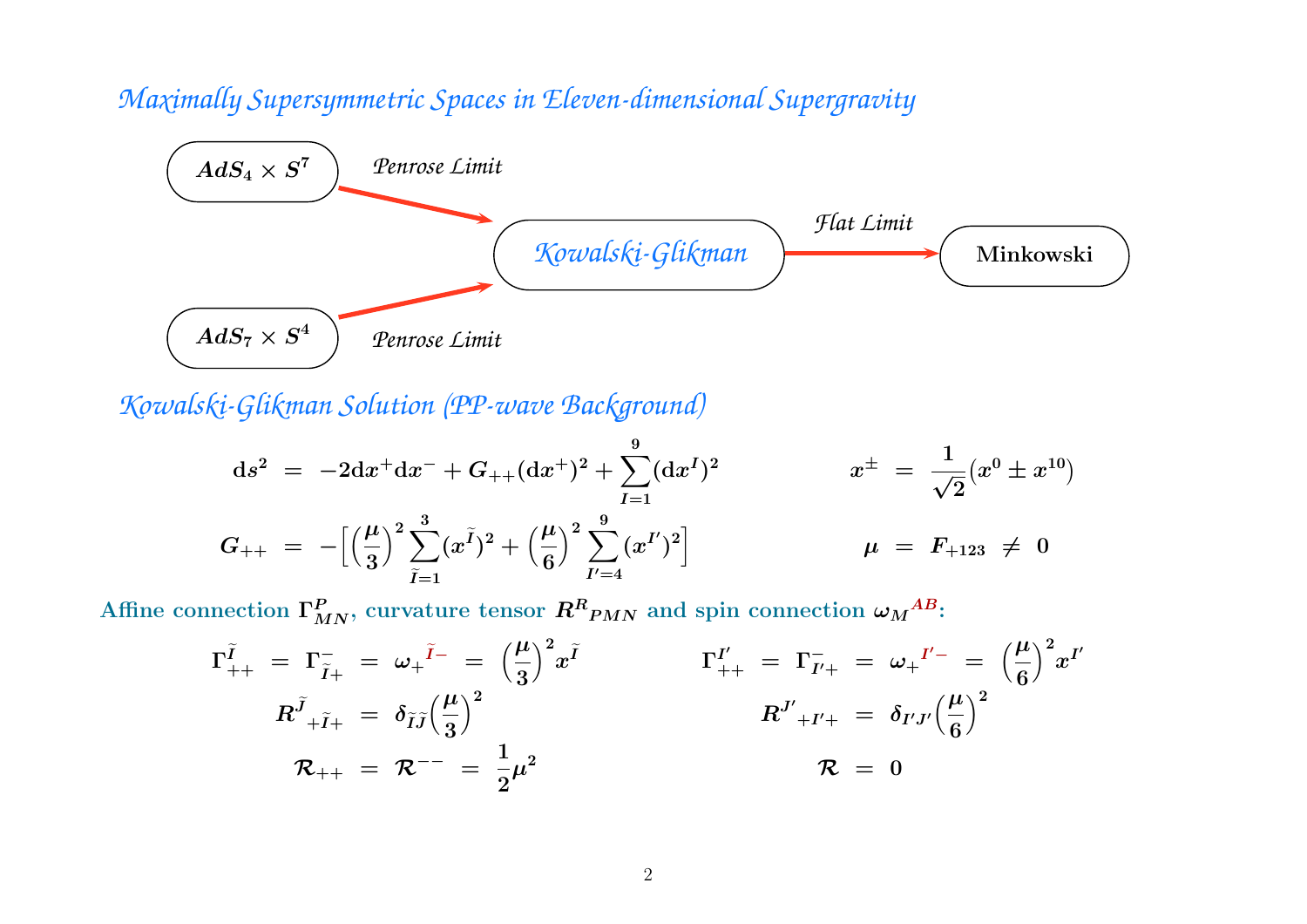## *Maximally Supersymmetric Spaces in Eleven-dimensional Supergravity*

$AdS_4 \times S^7$ —*Penrose Limit*→ *Kowalski-Glikman* —*Flat Limit*→ **Minkowski**

$AdS_7 \times S^4$ —*Penrose Limit*→ *Kowalski-Glikman*

## *Kowalski-Glikman Solution (PP-wave Background)*

$$\mathrm{d}s^2 = -2\mathrm{d}x^+\mathrm{d}x^- + G_{++}(\mathrm{d}x^+)^2 + \sum_{I=1}^{9}(\mathrm{d}x^I)^2 \qquad x^\pm = \frac{1}{\sqrt{2}}(x^0 \pm x^{10})$$

$$G_{++} = -\Big[\Big(\frac{\mu}{3}\Big)^2\sum_{\widetilde{I}=1}^{3}(x^{\widetilde{I}})^2 + \Big(\frac{\mu}{6}\Big)^2\sum_{I'=4}^{9}(x^{I'})^2\Big] \qquad \mu = F_{+123} \neq 0$$

**Affine connection $\Gamma^P_{MN}$, curvature tensor $R^R{}_{PMN}$ and spin connection $\omega_M{}^{AB}$:**

$$\Gamma^{\widetilde{I}}_{++} = \Gamma^-_{\widetilde{I}+} = \omega_+{}^{\widetilde{I}-} = \Big(\frac{\mu}{3}\Big)^2 x^{\widetilde{I}} \qquad \Gamma^{I'}_{++} = \Gamma^-_{I'+} = \omega_+{}^{I'-} = \Big(\frac{\mu}{6}\Big)^2 x^{I'}$$

$$R^{\widetilde{J}}{}_{+\widetilde{I}+} = \delta_{\widetilde{I}\widetilde{J}}\Big(\frac{\mu}{3}\Big)^2 \qquad R^{J'}{}_{+I'+} = \delta_{I'J'}\Big(\frac{\mu}{6}\Big)^2$$

$$\mathcal{R}_{++} = \mathcal{R}^{--} = \frac{1}{2}\mu^2 \qquad \mathcal{R} = 0$$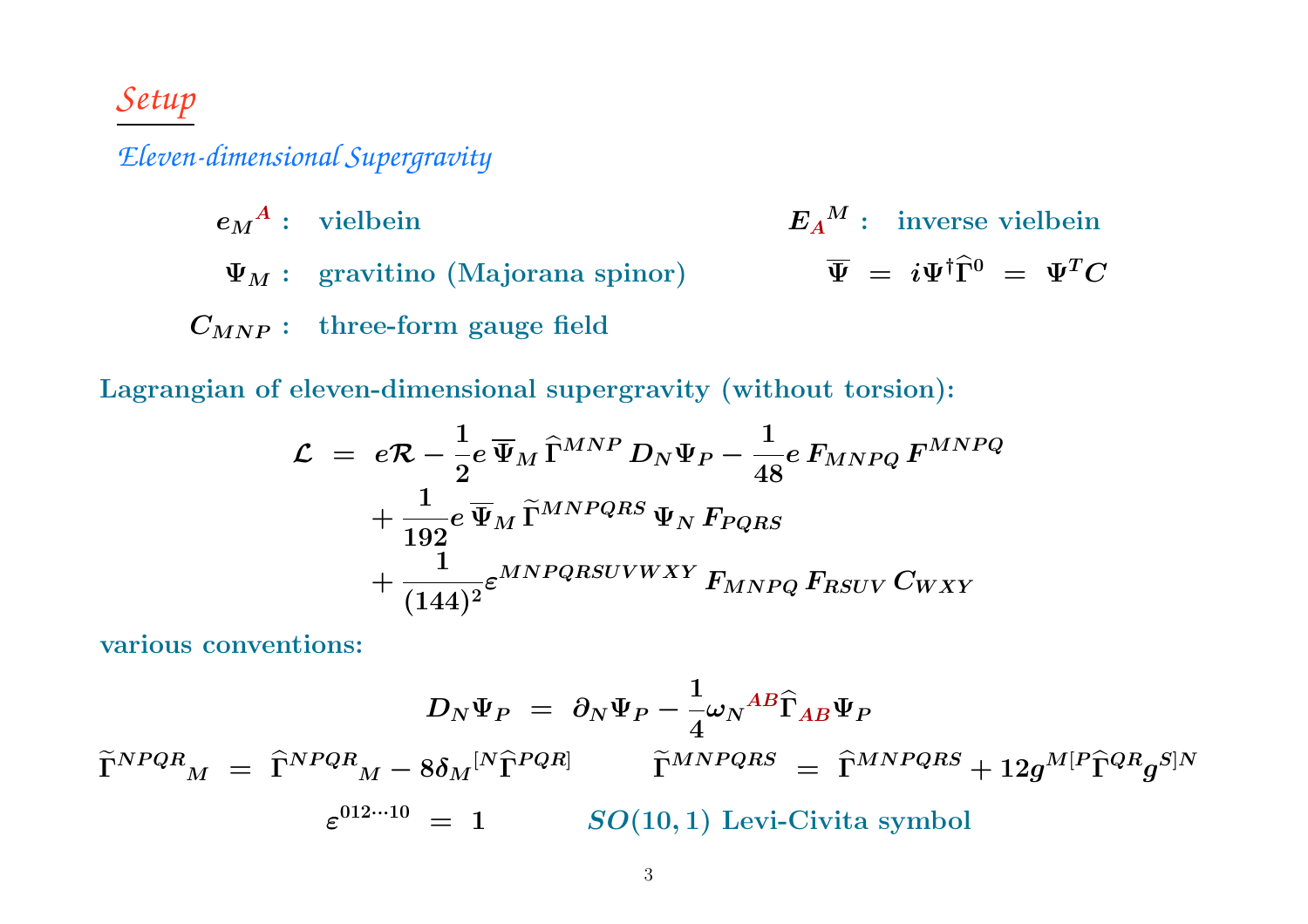# *Setup*

## *Eleven-dimensional Supergravity*

$e_M{}^A$ : vielbein

$E_A{}^M$ : inverse vielbein

$\Psi_M$ : gravitino (Majorana spinor)

$\overline{\Psi} \;=\; i\Psi^\dagger \widehat{\Gamma}^0 \;=\; \Psi^T C$

$C_{MNP}$ : three-form gauge field

**Lagrangian of eleven-dimensional supergravity (without torsion):**

$$
\begin{aligned}
\mathcal{L} \;=\; & e\mathcal{R} - \frac{1}{2} e\, \overline{\Psi}_M \, \widehat{\Gamma}^{MNP} \, D_N \Psi_P - \frac{1}{48} e\, F_{MNPQ} \, F^{MNPQ} \\
& + \frac{1}{192} e\, \overline{\Psi}_M \, \widetilde{\Gamma}^{MNPQRS} \, \Psi_N \, F_{PQRS} \\
& + \frac{1}{(144)^2} \varepsilon^{MNPQRSUVWXY} \, F_{MNPQ} \, F_{RSUV} \, C_{WXY}
\end{aligned}
$$

**various conventions:**

$$
D_N \Psi_P \;=\; \partial_N \Psi_P - \frac{1}{4} \omega_N{}^{AB} \widehat{\Gamma}_{AB} \Psi_P
$$

$$
\widetilde{\Gamma}^{NPQR}{}_M \;=\; \widehat{\Gamma}^{NPQR}{}_M - 8\delta_M{}^{[N} \widehat{\Gamma}^{PQR]} \qquad \widetilde{\Gamma}^{MNPQRS} \;=\; \widehat{\Gamma}^{MNPQRS} + 12 g^{M[P} \widehat{\Gamma}^{QR} g^{S]N}
$$

$$
\varepsilon^{012\cdots 10} \;=\; 1 \qquad SO(10,1) \text{ Levi-Civita symbol}
$$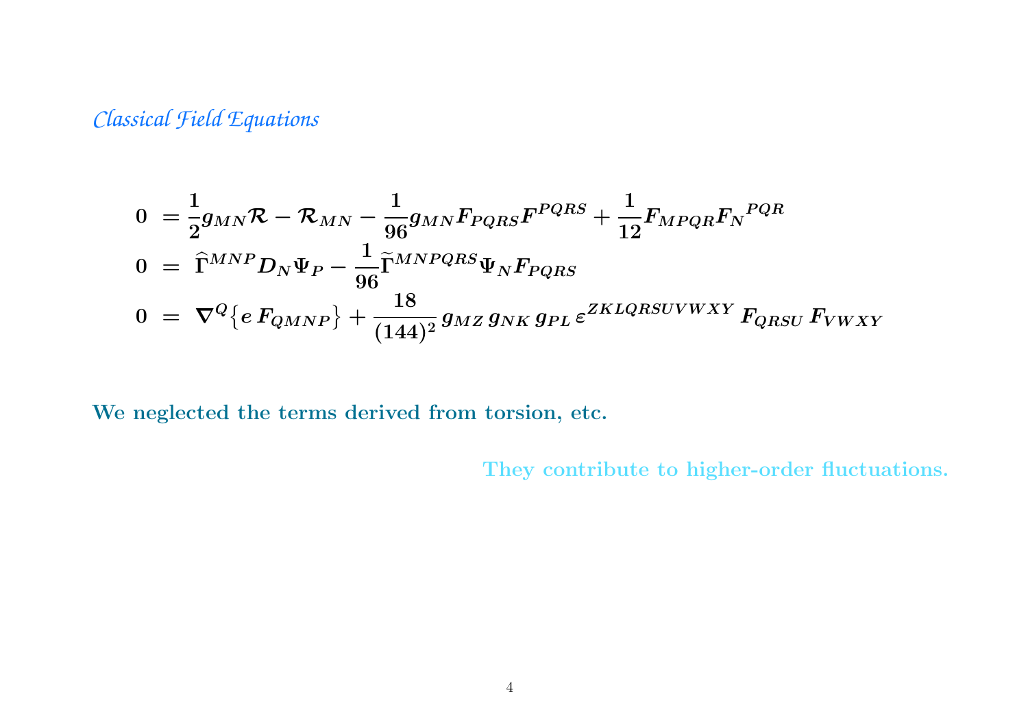*Classical Field Equations*

$$
\begin{aligned}
0 &= \frac{1}{2} g_{MN} \mathcal{R} - \mathcal{R}_{MN} - \frac{1}{96} g_{MN} F_{PQRS} F^{PQRS} + \frac{1}{12} F_{MPQR} F_N{}^{PQR} \\
0 &= \widehat{\Gamma}^{MNP} D_N \Psi_P - \frac{1}{96} \widetilde{\Gamma}^{MNPQRS} \Psi_N F_{PQRS} \\
0 &= \nabla^Q \{ e\, F_{QMNP} \} + \frac{18}{(144)^2}\, g_{MZ}\, g_{NK}\, g_{PL}\, \varepsilon^{ZKLQRSUVWXY}\, F_{QRSU}\, F_{VWXY}
\end{aligned}
$$

**We neglected the terms derived from torsion, etc.**

**They contribute to higher-order fluctuations.**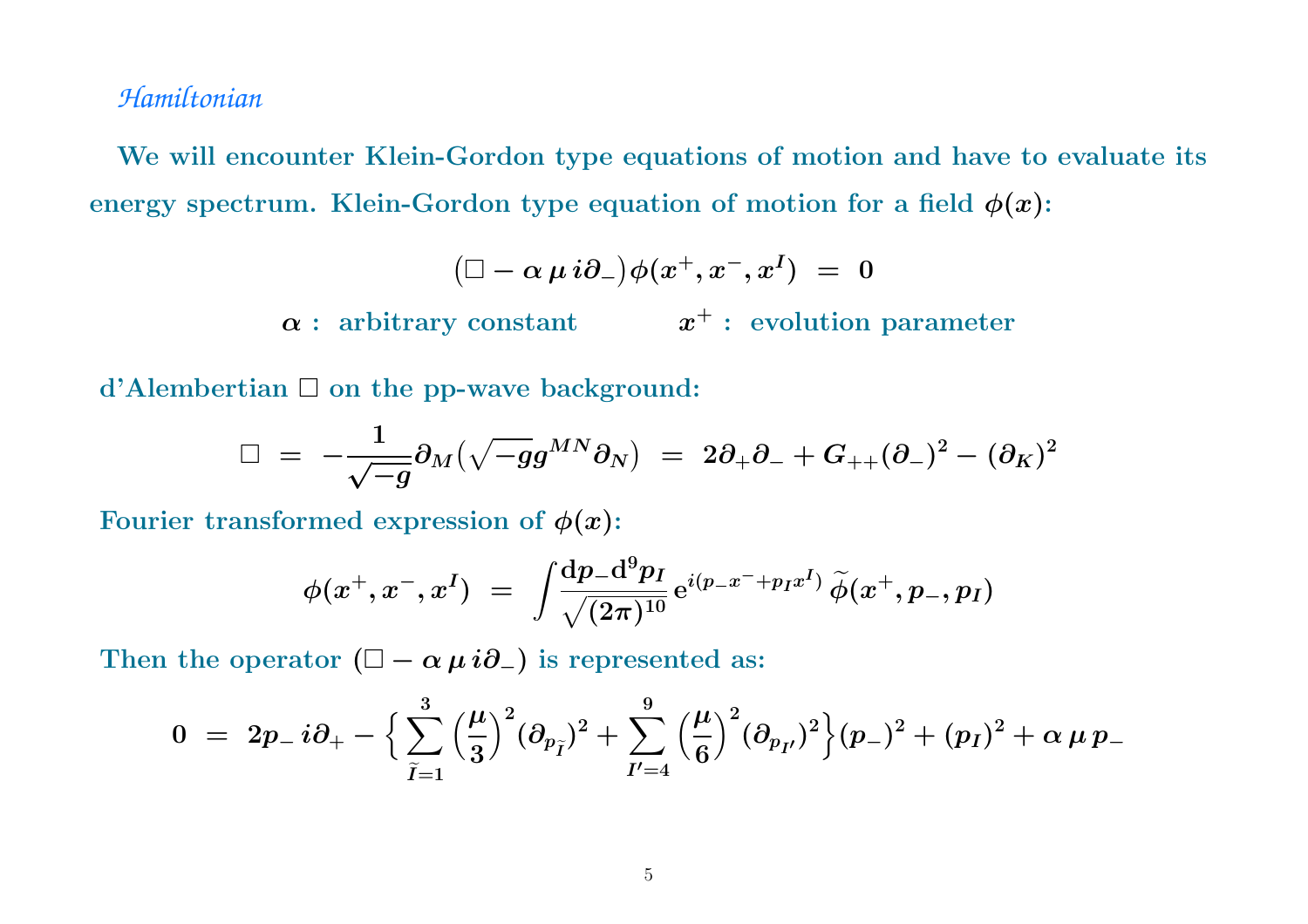### *Hamiltonian*

**We will encounter Klein-Gordon type equations of motion and have to evaluate its energy spectrum. Klein-Gordon type equation of motion for a field $\phi(x)$:**

$$
\big(\Box - \alpha\, \mu\, i\partial_{-}\big)\phi(x^{+}, x^{-}, x^{I}) \;=\; 0
$$

$\alpha$ **: arbitrary constant** $\qquad$ $x^{+}$ **: evolution parameter**

**d'Alembertian $\Box$ on the pp-wave background:**

$$
\Box \;=\; -\frac{1}{\sqrt{-g}}\partial_{M}\big(\sqrt{-g}g^{MN}\partial_{N}\big) \;=\; 2\partial_{+}\partial_{-} + G_{++}(\partial_{-})^{2} - (\partial_{K})^{2}
$$

**Fourier transformed expression of $\phi(x)$:**

$$
\phi(x^{+}, x^{-}, x^{I}) \;=\; \int \frac{\mathrm{d}p_{-}\mathrm{d}^{9}p_{I}}{\sqrt{(2\pi)^{10}}}\, \mathrm{e}^{i(p_{-}x^{-} + p_{I}x^{I})}\, \widetilde{\phi}(x^{+}, p_{-}, p_{I})
$$

**Then the operator $(\Box - \alpha\, \mu\, i\partial_{-})$ is represented as:**

$$
0 \;=\; 2p_{-}\, i\partial_{+} - \Big\{ \sum_{\widetilde{I}=1}^{3} \Big(\frac{\mu}{3}\Big)^{2} (\partial_{p_{\widetilde{I}}})^{2} + \sum_{I'=4}^{9} \Big(\frac{\mu}{6}\Big)^{2} (\partial_{p_{I'}})^{2} \Big\} (p_{-})^{2} + (p_{I})^{2} + \alpha\, \mu\, p_{-}
$$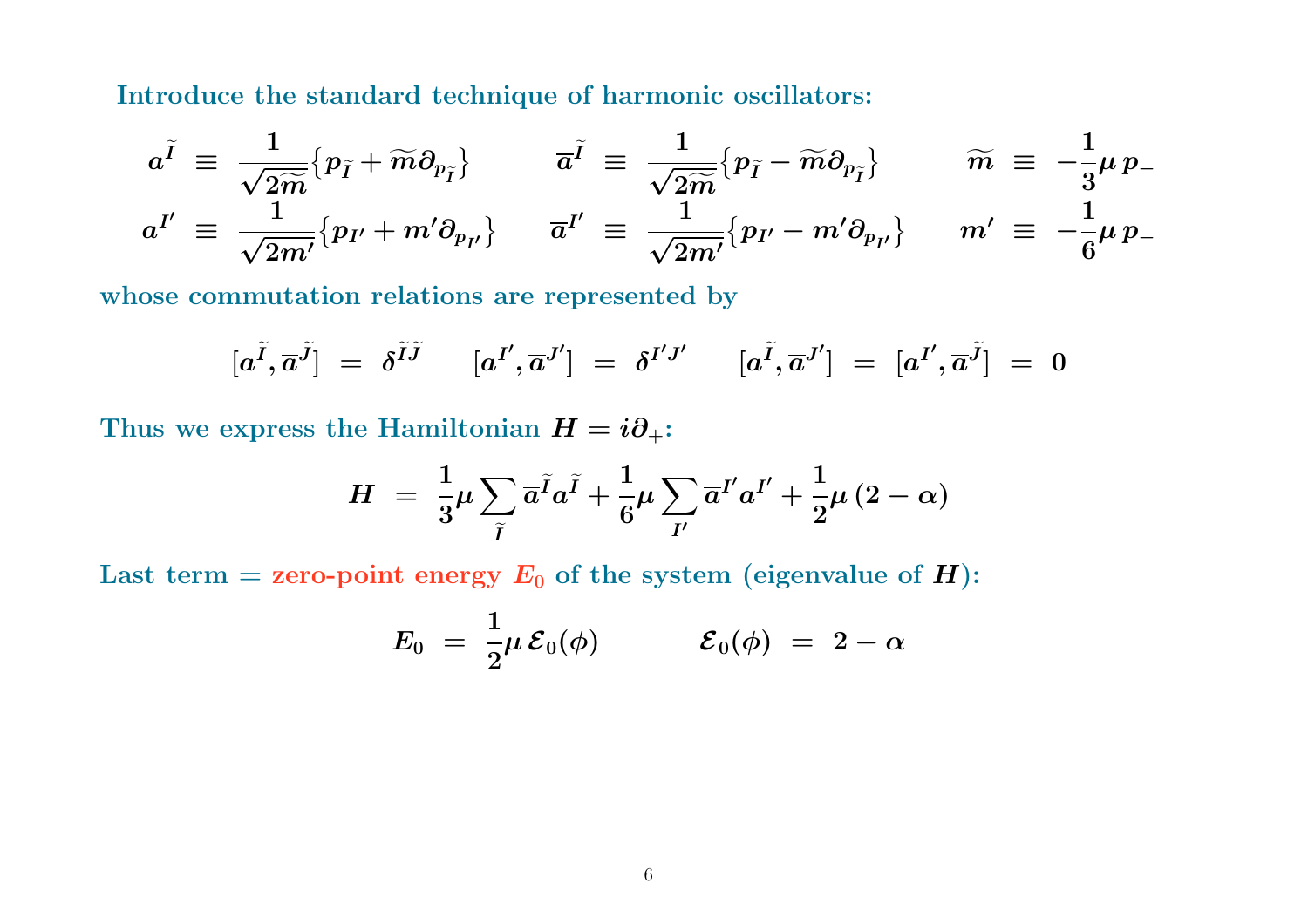**Introduce the standard technique of harmonic oscillators:**

$$
\begin{aligned}
a^{\widetilde{I}} &\equiv \frac{1}{\sqrt{2\widetilde{m}}}\{p_{\widetilde{I}} + \widetilde{m}\partial_{p_{\widetilde{I}}}\} & \overline{a}^{\widetilde{I}} &\equiv \frac{1}{\sqrt{2\widetilde{m}}}\{p_{\widetilde{I}} - \widetilde{m}\partial_{p_{\widetilde{I}}}\} & \widetilde{m} &\equiv -\frac{1}{3}\mu\, p_- \\
a^{I'} &\equiv \frac{1}{\sqrt{2m'}}\{p_{I'} + m'\partial_{p_{I'}}\} & \overline{a}^{I'} &\equiv \frac{1}{\sqrt{2m'}}\{p_{I'} - m'\partial_{p_{I'}}\} & m' &\equiv -\frac{1}{6}\mu\, p_-
\end{aligned}
$$

**whose commutation relations are represented by**

$$
[a^{\widetilde{I}}, \overline{a}^{\widetilde{J}}] \;=\; \delta^{\widetilde{I}\widetilde{J}} \qquad [a^{I'}, \overline{a}^{J'}] \;=\; \delta^{I'J'} \qquad [a^{\widetilde{I}}, \overline{a}^{J'}] \;=\; [a^{I'}, \overline{a}^{\widetilde{J}}] \;=\; 0
$$

**Thus we express the Hamiltonian $H = i\partial_+$:**

$$
H \;=\; \frac{1}{3}\mu \sum_{\widetilde{I}} \overline{a}^{\widetilde{I}} a^{\widetilde{I}} + \frac{1}{6}\mu \sum_{I'} \overline{a}^{I'} a^{I'} + \frac{1}{2}\mu\,(2-\alpha)
$$

**Last term = zero-point energy $E_0$ of the system (eigenvalue of $H$):**

$$
E_0 \;=\; \frac{1}{2}\mu\,\mathcal{E}_0(\phi) \qquad\qquad \mathcal{E}_0(\phi) \;=\; 2-\alpha
$$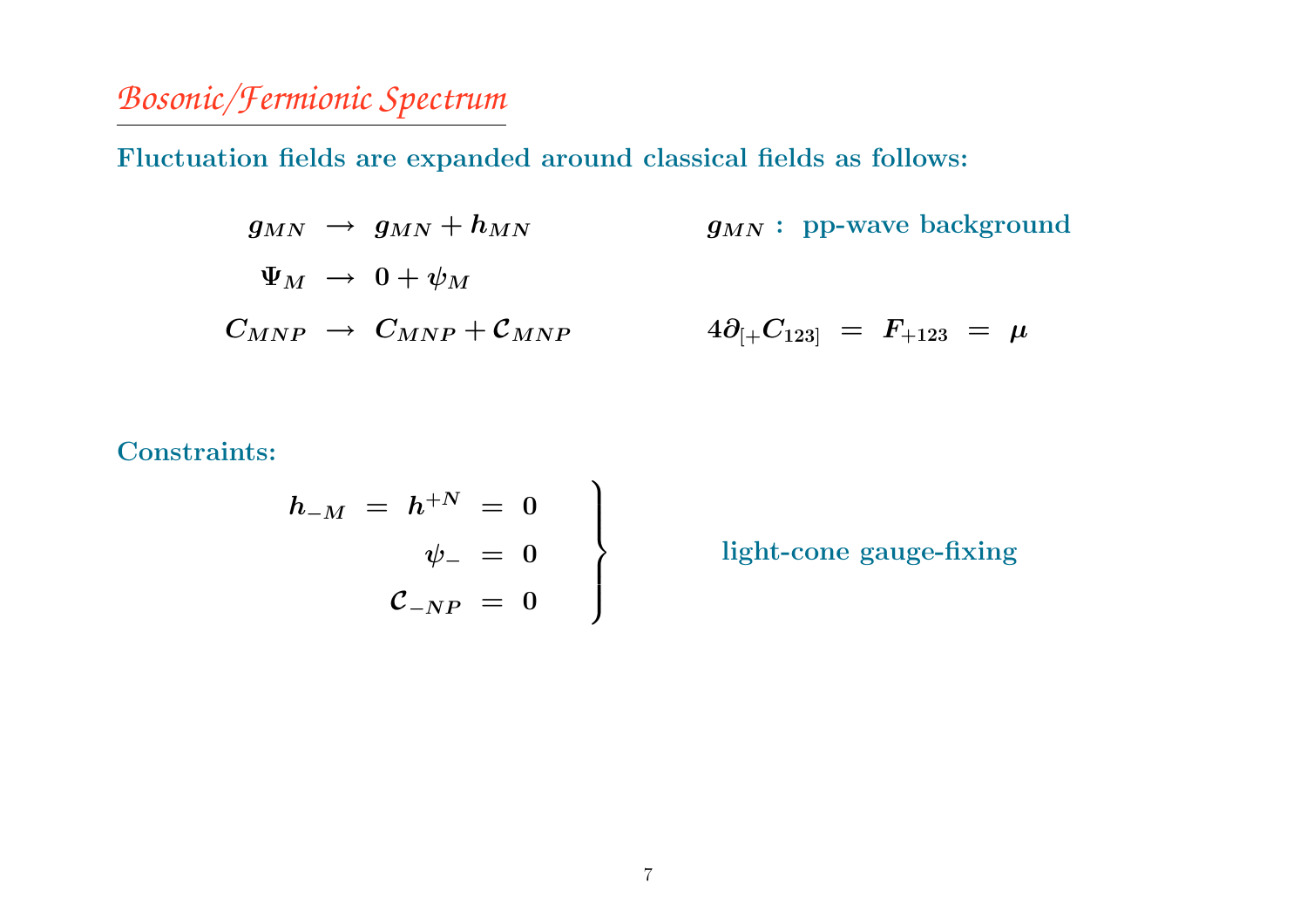## *Bosonic/Fermionic Spectrum*

**Fluctuation fields are expanded around classical fields as follows:**

$$
\begin{aligned}
g_{MN} &\rightarrow g_{MN} + h_{MN} \qquad\qquad && g_{MN}: \text{ pp-wave background} \\
\Psi_M &\rightarrow 0 + \psi_M && \\
C_{MNP} &\rightarrow C_{MNP} + \mathcal{C}_{MNP} && 4\partial_{[+}C_{123]} = F_{+123} = \mu
\end{aligned}
$$

**Constraints:**

$$
\left.
\begin{aligned}
h_{-M} = h^{+N} &= 0 \\
\psi_- &= 0 \\
\mathcal{C}_{-NP} &= 0
\end{aligned}
\right\} \qquad \text{light-cone gauge-fixing}
$$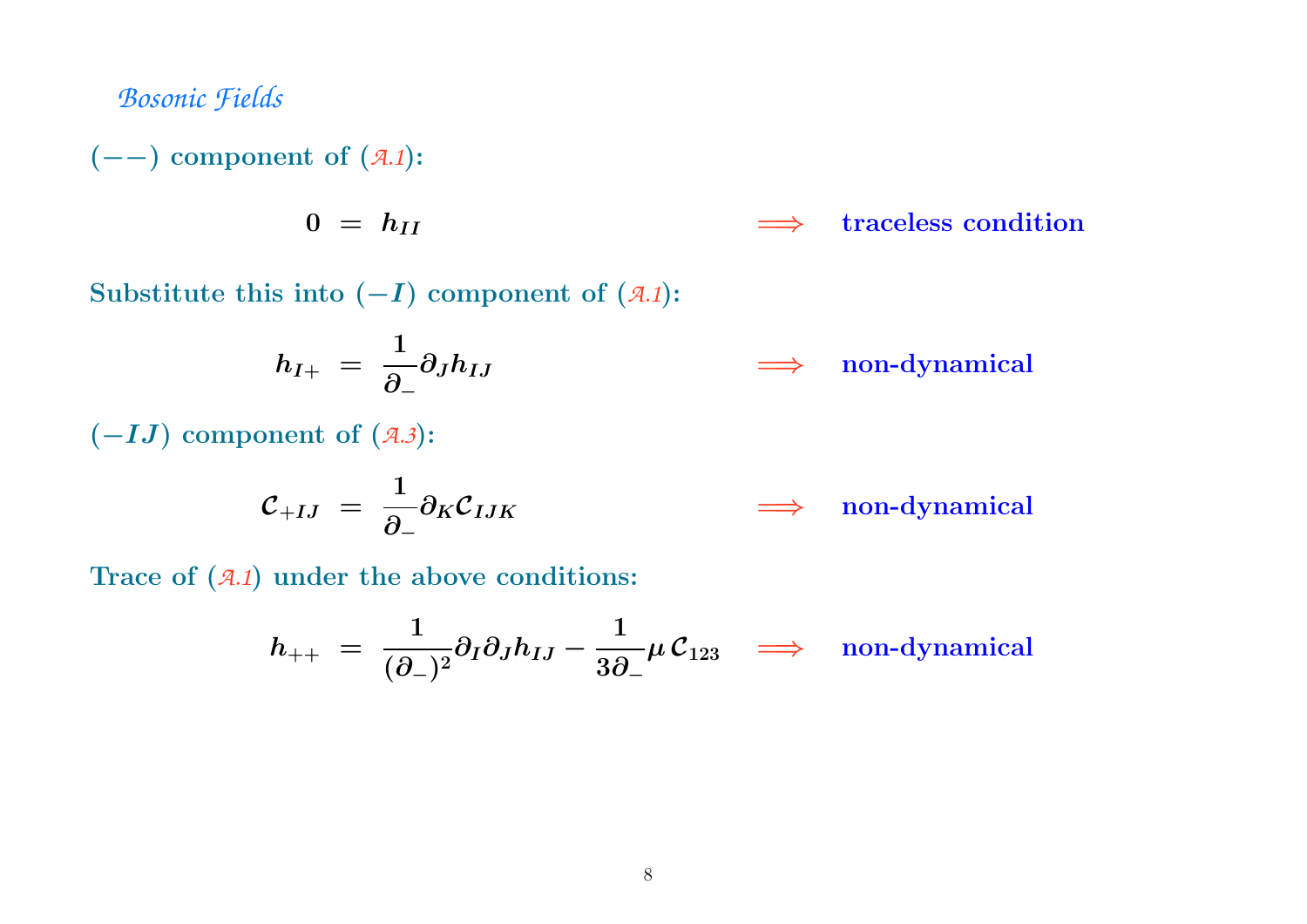*Bosonic Fields*

**$(--)$ component of (*A.1*):**

$$0 \;=\; h_{II} \qquad \Longrightarrow \qquad \text{traceless condition}$$

**Substitute this into $(-I)$ component of (*A.1*):**

$$h_{I+} \;=\; \frac{1}{\partial_-}\partial_J h_{IJ} \qquad \Longrightarrow \qquad \text{non-dynamical}$$

**$(-IJ)$ component of (*A.3*):**

$$\mathcal{C}_{+IJ} \;=\; \frac{1}{\partial_-}\partial_K \mathcal{C}_{IJK} \qquad \Longrightarrow \qquad \text{non-dynamical}$$

**Trace of (*A.1*) under the above conditions:**

$$h_{++} \;=\; \frac{1}{(\partial_-)^2}\partial_I\partial_J h_{IJ} - \frac{1}{3\partial_-}\mu\,\mathcal{C}_{123} \qquad \Longrightarrow \qquad \text{non-dynamical}$$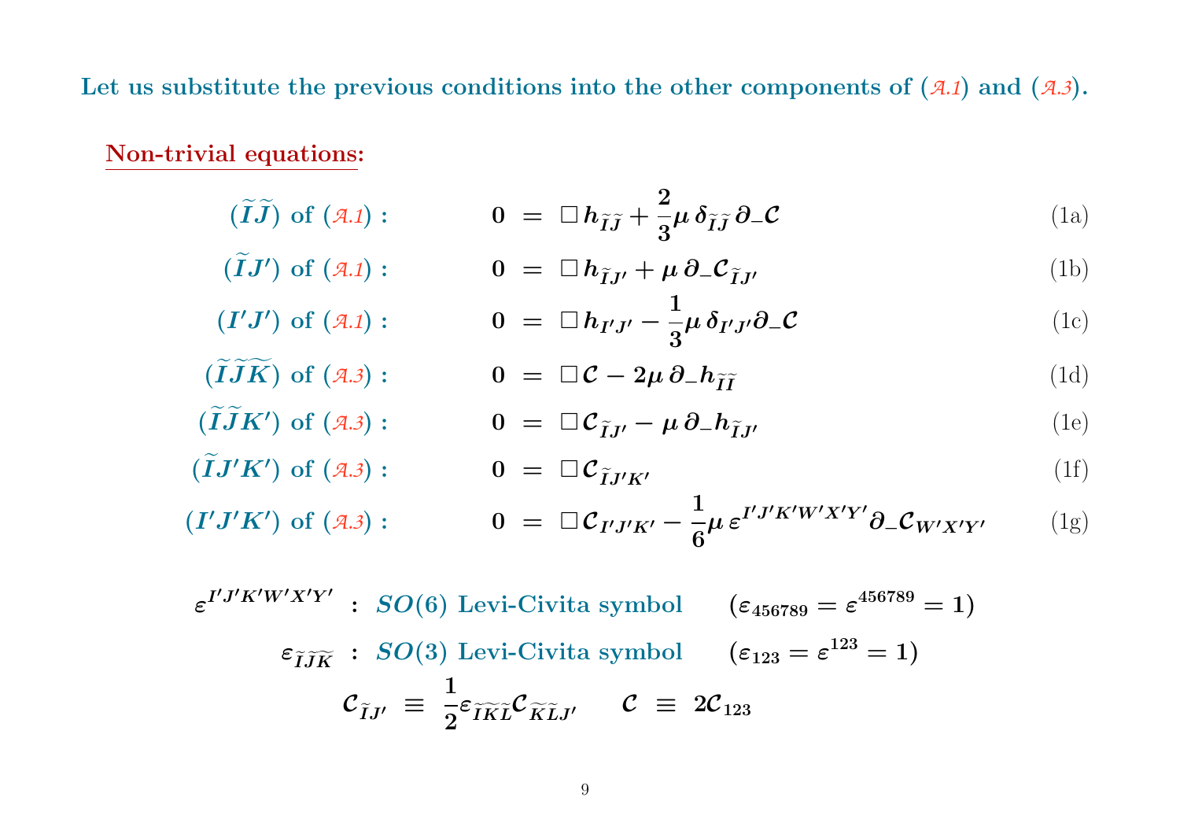**Let us substitute the previous conditions into the other components of ($\mathcal{A}.1$) and ($\mathcal{A}.3$).**

**Non-trivial equations:**

$$(\widetilde{I}\widetilde{J}) \text{ of } (\mathcal{A}.1): \qquad 0 \;=\; \Box\, h_{\widetilde{I}\widetilde{J}} + \frac{2}{3}\mu\, \delta_{\widetilde{I}\widetilde{J}}\, \partial_- \mathcal{C} \tag{1a}$$

$$(\widetilde{I}J') \text{ of } (\mathcal{A}.1): \qquad 0 \;=\; \Box\, h_{\widetilde{I}J'} + \mu\, \partial_- \mathcal{C}_{\widetilde{I}J'} \tag{1b}$$

$$(I'J') \text{ of } (\mathcal{A}.1): \qquad 0 \;=\; \Box\, h_{I'J'} - \frac{1}{3}\mu\, \delta_{I'J'} \partial_- \mathcal{C} \tag{1c}$$

$$(\widetilde{I}\widetilde{J}\widetilde{K}) \text{ of } (\mathcal{A}.3): \qquad 0 \;=\; \Box\, \mathcal{C} - 2\mu\, \partial_- h_{\widetilde{I}\widetilde{I}} \tag{1d}$$

$$(\widetilde{I}\widetilde{J}K') \text{ of } (\mathcal{A}.3): \qquad 0 \;=\; \Box\, \mathcal{C}_{\widetilde{I}J'} - \mu\, \partial_- h_{\widetilde{I}J'} \tag{1e}$$

$$(\widetilde{I}J'K') \text{ of } (\mathcal{A}.3): \qquad 0 \;=\; \Box\, \mathcal{C}_{\widetilde{I}J'K'} \tag{1f}$$

$$(I'J'K') \text{ of } (\mathcal{A}.3): \qquad 0 \;=\; \Box\, \mathcal{C}_{I'J'K'} - \frac{1}{6}\mu\, \varepsilon^{I'J'K'W'X'Y'} \partial_- \mathcal{C}_{W'X'Y'} \tag{1g}$$

$\varepsilon^{I'J'K'W'X'Y'}$ : $SO(6)$ Levi-Civita symbol $\quad (\varepsilon_{456789} = \varepsilon^{456789} = 1)$

$\varepsilon_{\widetilde{I}\widetilde{J}\widetilde{K}}$ : $SO(3)$ Levi-Civita symbol $\quad (\varepsilon_{123} = \varepsilon^{123} = 1)$

$$\mathcal{C}_{\widetilde{I}J'} \;\equiv\; \frac{1}{2}\varepsilon_{\widetilde{I}\widetilde{K}\widetilde{L}}\mathcal{C}_{\widetilde{K}\widetilde{L}J'} \qquad \mathcal{C} \;\equiv\; 2\mathcal{C}_{123}$$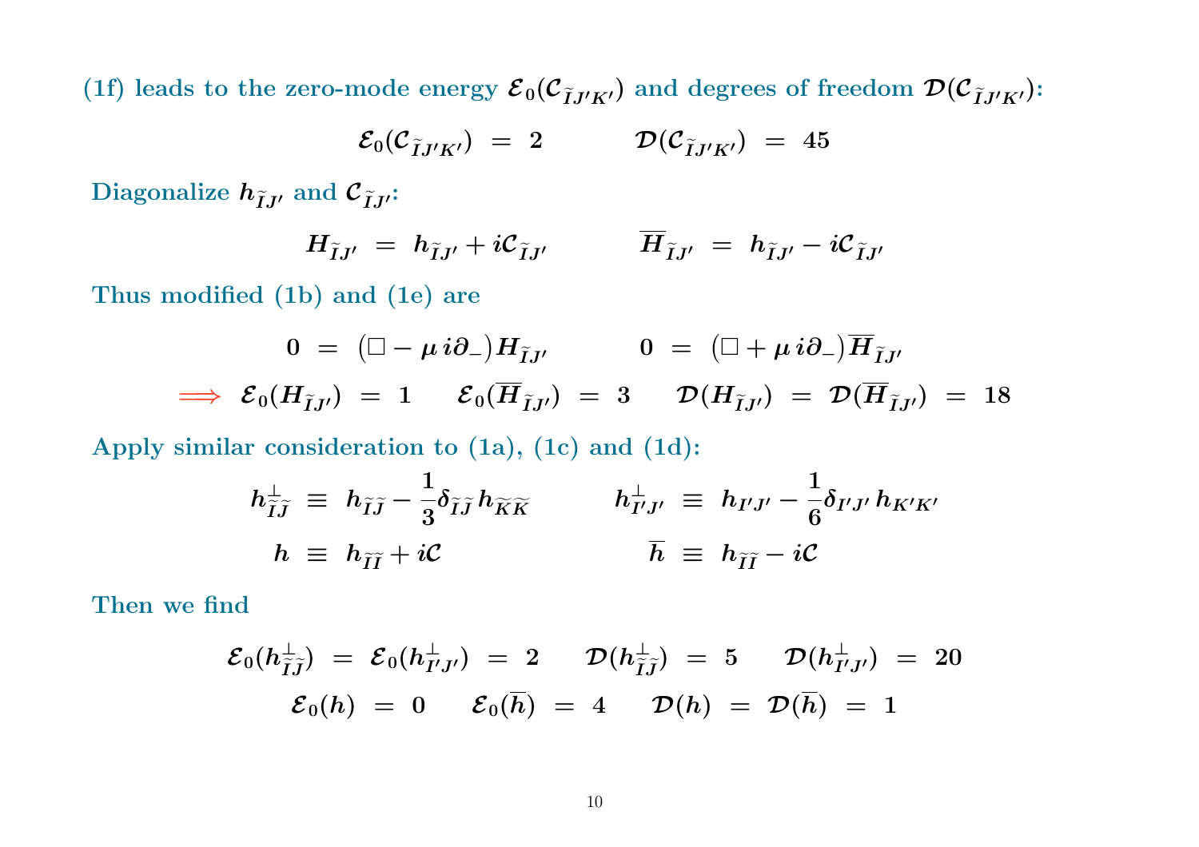(1f) leads to the zero-mode energy $\mathcal{E}_0(\mathcal{C}_{\tilde{I}J'K'})$ and degrees of freedom $\mathcal{D}(\mathcal{C}_{\tilde{I}J'K'})$:

$$\mathcal{E}_0(\mathcal{C}_{\tilde{I}J'K'}) \;=\; 2 \qquad\qquad \mathcal{D}(\mathcal{C}_{\tilde{I}J'K'}) \;=\; 45$$

Diagonalize $h_{\tilde{I}J'}$ and $\mathcal{C}_{\tilde{I}J'}$:

$$H_{\tilde{I}J'} \;=\; h_{\tilde{I}J'} + i\mathcal{C}_{\tilde{I}J'} \qquad\qquad \overline{H}_{\tilde{I}J'} \;=\; h_{\tilde{I}J'} - i\mathcal{C}_{\tilde{I}J'}$$

Thus modified (1b) and (1e) are

$$0 \;=\; \big(\Box - \mu\, i\partial_-\big) H_{\tilde{I}J'} \qquad\qquad 0 \;=\; \big(\Box + \mu\, i\partial_-\big) \overline{H}_{\tilde{I}J'}$$

$$\Longrightarrow \;\; \mathcal{E}_0(H_{\tilde{I}J'}) \;=\; 1 \qquad \mathcal{E}_0(\overline{H}_{\tilde{I}J'}) \;=\; 3 \qquad \mathcal{D}(H_{\tilde{I}J'}) \;=\; \mathcal{D}(\overline{H}_{\tilde{I}J'}) \;=\; 18$$

Apply similar consideration to (1a), (1c) and (1d):

$$h^{\perp}_{\tilde{I}\tilde{J}} \;\equiv\; h_{\tilde{I}\tilde{J}} - \frac{1}{3}\delta_{\tilde{I}\tilde{J}}\, h_{\tilde{K}\tilde{K}} \qquad\qquad h^{\perp}_{I'J'} \;\equiv\; h_{I'J'} - \frac{1}{6}\delta_{I'J'}\, h_{K'K'}$$

$$h \;\equiv\; h_{\tilde{I}\tilde{I}} + i\mathcal{C} \qquad\qquad \overline{h} \;\equiv\; h_{\tilde{I}\tilde{I}} - i\mathcal{C}$$

Then we find

$$\mathcal{E}_0(h^{\perp}_{\tilde{I}\tilde{J}}) \;=\; \mathcal{E}_0(h^{\perp}_{I'J'}) \;=\; 2 \qquad \mathcal{D}(h^{\perp}_{\tilde{I}\tilde{J}}) \;=\; 5 \qquad \mathcal{D}(h^{\perp}_{I'J'}) \;=\; 20$$

$$\mathcal{E}_0(h) \;=\; 0 \qquad \mathcal{E}_0(\overline{h}) \;=\; 4 \qquad \mathcal{D}(h) \;=\; \mathcal{D}(\overline{h}) \;=\; 1$$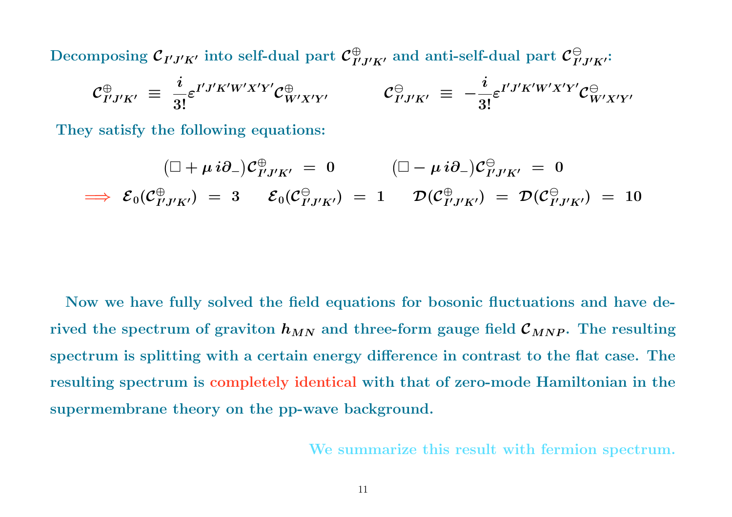Decomposing $\mathcal{C}_{I'J'K'}$ into self-dual part $\mathcal{C}^{\oplus}_{I'J'K'}$ and anti-self-dual part $\mathcal{C}^{\ominus}_{I'J'K'}$:

$$\mathcal{C}^{\oplus}_{I'J'K'} \equiv \frac{i}{3!}\varepsilon^{I'J'K'W'X'Y'}\mathcal{C}^{\oplus}_{W'X'Y'} \qquad \mathcal{C}^{\ominus}_{I'J'K'} \equiv -\frac{i}{3!}\varepsilon^{I'J'K'W'X'Y'}\mathcal{C}^{\ominus}_{W'X'Y'}$$

They satisfy the following equations:

$$(\Box + \mu\, i\partial_-)\mathcal{C}^{\oplus}_{I'J'K'} = 0 \qquad (\Box - \mu\, i\partial_-)\mathcal{C}^{\ominus}_{I'J'K'} = 0$$

$$\Longrightarrow \; \mathcal{E}_0(\mathcal{C}^{\oplus}_{I'J'K'}) = 3 \quad \mathcal{E}_0(\mathcal{C}^{\ominus}_{I'J'K'}) = 1 \quad \mathcal{D}(\mathcal{C}^{\oplus}_{I'J'K'}) = \mathcal{D}(\mathcal{C}^{\ominus}_{I'J'K'}) = 10$$

Now we have fully solved the field equations for bosonic fluctuations and have derived the spectrum of graviton $h_{MN}$ and three-form gauge field $\mathcal{C}_{MNP}$. The resulting spectrum is splitting with a certain energy difference in contrast to the flat case. The resulting spectrum is completely identical with that of zero-mode Hamiltonian in the supermembrane theory on the pp-wave background.

We summarize this result with fermion spectrum.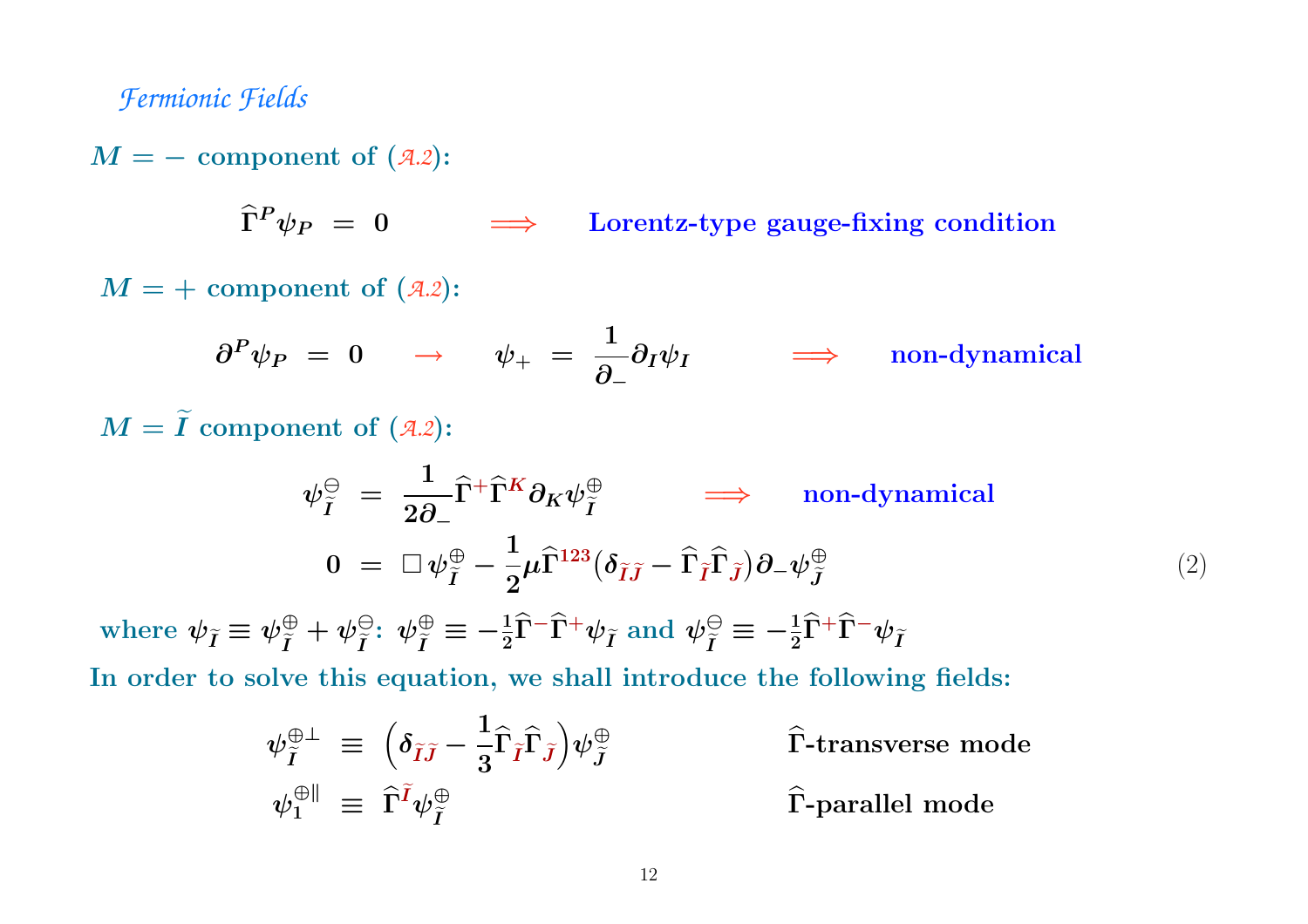*Fermionic Fields*

**$M = -$ component of (A.2):**

$$\widehat{\Gamma}^P \psi_P \;=\; 0 \qquad \Longrightarrow \qquad \text{Lorentz-type gauge-fixing condition}$$

**$M = +$ component of (A.2):**

$$\partial^P \psi_P \;=\; 0 \quad \rightarrow \quad \psi_+ \;=\; \frac{1}{\partial_-} \partial_I \psi_I \qquad \Longrightarrow \qquad \text{non-dynamical}$$

**$M = \widetilde{I}$ component of (A.2):**

$$\psi^{\ominus}_{\widetilde{I}} \;=\; \frac{1}{2\partial_-} \widehat{\Gamma}^+ \widehat{\Gamma}^K \partial_K \psi^{\oplus}_{\widetilde{I}} \qquad \Longrightarrow \qquad \text{non-dynamical}$$

$$0 \;=\; \Box\, \psi^{\oplus}_{\widetilde{I}} - \frac{1}{2} \mu \widehat{\Gamma}^{123} \big(\delta_{\widetilde{I}\widetilde{J}} - \widehat{\Gamma}_{\widetilde{I}} \widehat{\Gamma}_{\widetilde{J}}\big) \partial_- \psi^{\oplus}_{\widetilde{J}} \tag{2}$$

**where $\psi_{\widetilde{I}} \equiv \psi^{\oplus}_{\widetilde{I}} + \psi^{\ominus}_{\widetilde{I}}$: $\psi^{\oplus}_{\widetilde{I}} \equiv -\frac{1}{2} \widehat{\Gamma}^- \widehat{\Gamma}^+ \psi_{\widetilde{I}}$ and $\psi^{\ominus}_{\widetilde{I}} \equiv -\frac{1}{2} \widehat{\Gamma}^+ \widehat{\Gamma}^- \psi_{\widetilde{I}}$**

**In order to solve this equation, we shall introduce the following fields:**

$$\psi^{\oplus \perp}_{\widetilde{I}} \;\equiv\; \Big(\delta_{\widetilde{I}\widetilde{J}} - \frac{1}{3} \widehat{\Gamma}_{\widetilde{I}} \widehat{\Gamma}_{\widetilde{J}}\Big) \psi^{\oplus}_{\widetilde{J}} \qquad \widehat{\Gamma}\text{-transverse mode}$$

$$\psi^{\oplus \parallel}_{1} \;\equiv\; \widehat{\Gamma}^{\widetilde{I}} \psi^{\oplus}_{\widetilde{I}} \qquad \widehat{\Gamma}\text{-parallel mode}$$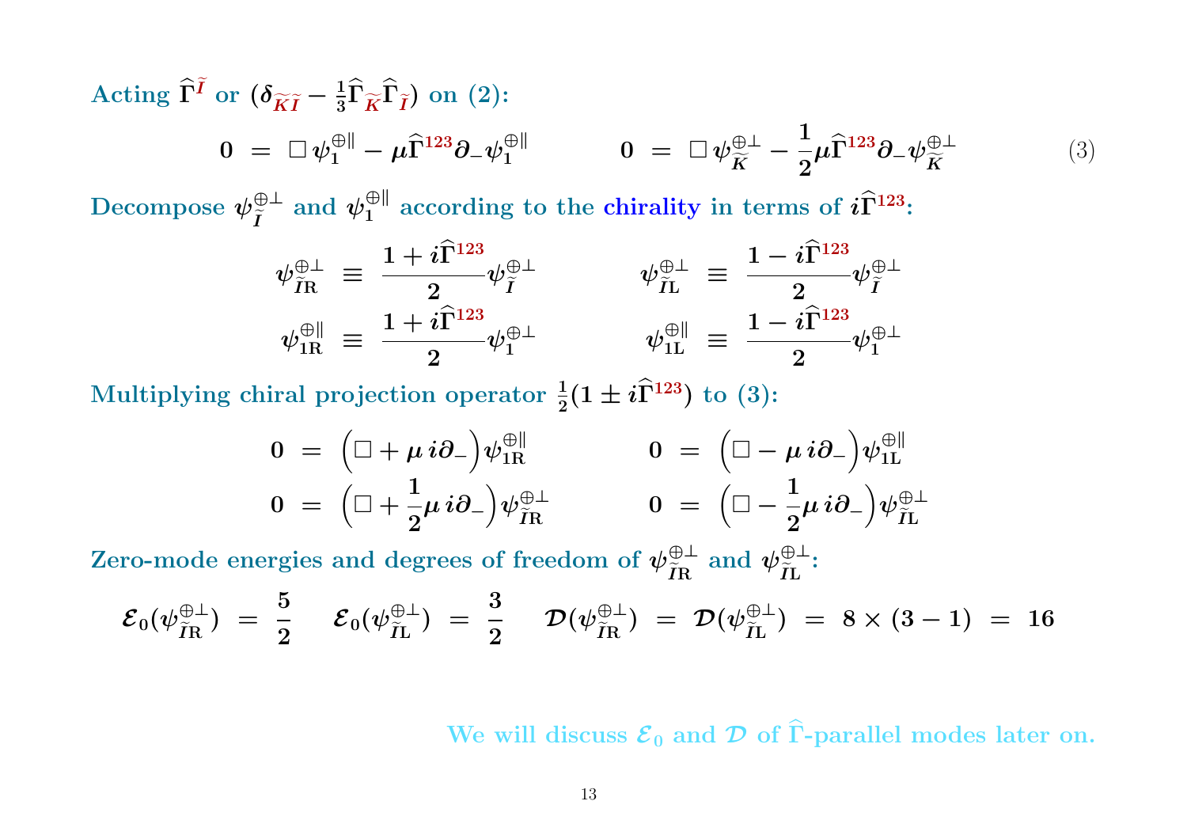Acting $\widehat{\Gamma}^{\widetilde{I}}$ or $(\delta_{\widetilde{K}\widetilde{I}} - \frac{1}{3}\widehat{\Gamma}_{\widetilde{K}}\widehat{\Gamma}_{\widetilde{I}})$ on (2):

$$0 \;=\; \Box\,\psi_1^{\oplus\parallel} - \mu\widehat{\Gamma}^{123}\partial_-\psi_1^{\oplus\parallel} \qquad\qquad 0 \;=\; \Box\,\psi_{\widetilde{K}}^{\oplus\perp} - \frac{1}{2}\mu\widehat{\Gamma}^{123}\partial_-\psi_{\widetilde{K}}^{\oplus\perp} \tag{3}$$

Decompose $\psi_{\widetilde{I}}^{\oplus\perp}$ and $\psi_1^{\oplus\parallel}$ according to the chirality in terms of $i\widehat{\Gamma}^{123}$:

$$\psi_{\widetilde{I}\mathrm{R}}^{\oplus\perp} \;\equiv\; \frac{1+i\widehat{\Gamma}^{123}}{2}\psi_{\widetilde{I}}^{\oplus\perp} \qquad\qquad \psi_{\widetilde{I}\mathrm{L}}^{\oplus\perp} \;\equiv\; \frac{1-i\widehat{\Gamma}^{123}}{2}\psi_{\widetilde{I}}^{\oplus\perp}$$

$$\psi_{1\mathrm{R}}^{\oplus\parallel} \;\equiv\; \frac{1+i\widehat{\Gamma}^{123}}{2}\psi_{1}^{\oplus\perp} \qquad\qquad \psi_{1\mathrm{L}}^{\oplus\parallel} \;\equiv\; \frac{1-i\widehat{\Gamma}^{123}}{2}\psi_{1}^{\oplus\perp}$$

Multiplying chiral projection operator $\frac{1}{2}(1 \pm i\widehat{\Gamma}^{123})$ to (3):

$$0 \;=\; \Big(\Box + \mu\, i\partial_-\Big)\psi_{1\mathrm{R}}^{\oplus\parallel} \qquad\qquad 0 \;=\; \Big(\Box - \mu\, i\partial_-\Big)\psi_{1\mathrm{L}}^{\oplus\parallel}$$

$$0 \;=\; \Big(\Box + \frac{1}{2}\mu\, i\partial_-\Big)\psi_{\widetilde{I}\mathrm{R}}^{\oplus\perp} \qquad\qquad 0 \;=\; \Big(\Box - \frac{1}{2}\mu\, i\partial_-\Big)\psi_{\widetilde{I}\mathrm{L}}^{\oplus\perp}$$

Zero-mode energies and degrees of freedom of $\psi_{\widetilde{I}\mathrm{R}}^{\oplus\perp}$ and $\psi_{\widetilde{I}\mathrm{L}}^{\oplus\perp}$:

$$\mathcal{E}_0(\psi_{\widetilde{I}\mathrm{R}}^{\oplus\perp}) \;=\; \frac{5}{2} \qquad \mathcal{E}_0(\psi_{\widetilde{I}\mathrm{L}}^{\oplus\perp}) \;=\; \frac{3}{2} \qquad \mathcal{D}(\psi_{\widetilde{I}\mathrm{R}}^{\oplus\perp}) \;=\; \mathcal{D}(\psi_{\widetilde{I}\mathrm{L}}^{\oplus\perp}) \;=\; 8 \times (3-1) \;=\; 16$$

We will discuss $\mathcal{E}_0$ and $\mathcal{D}$ of $\widehat{\Gamma}$-parallel modes later on.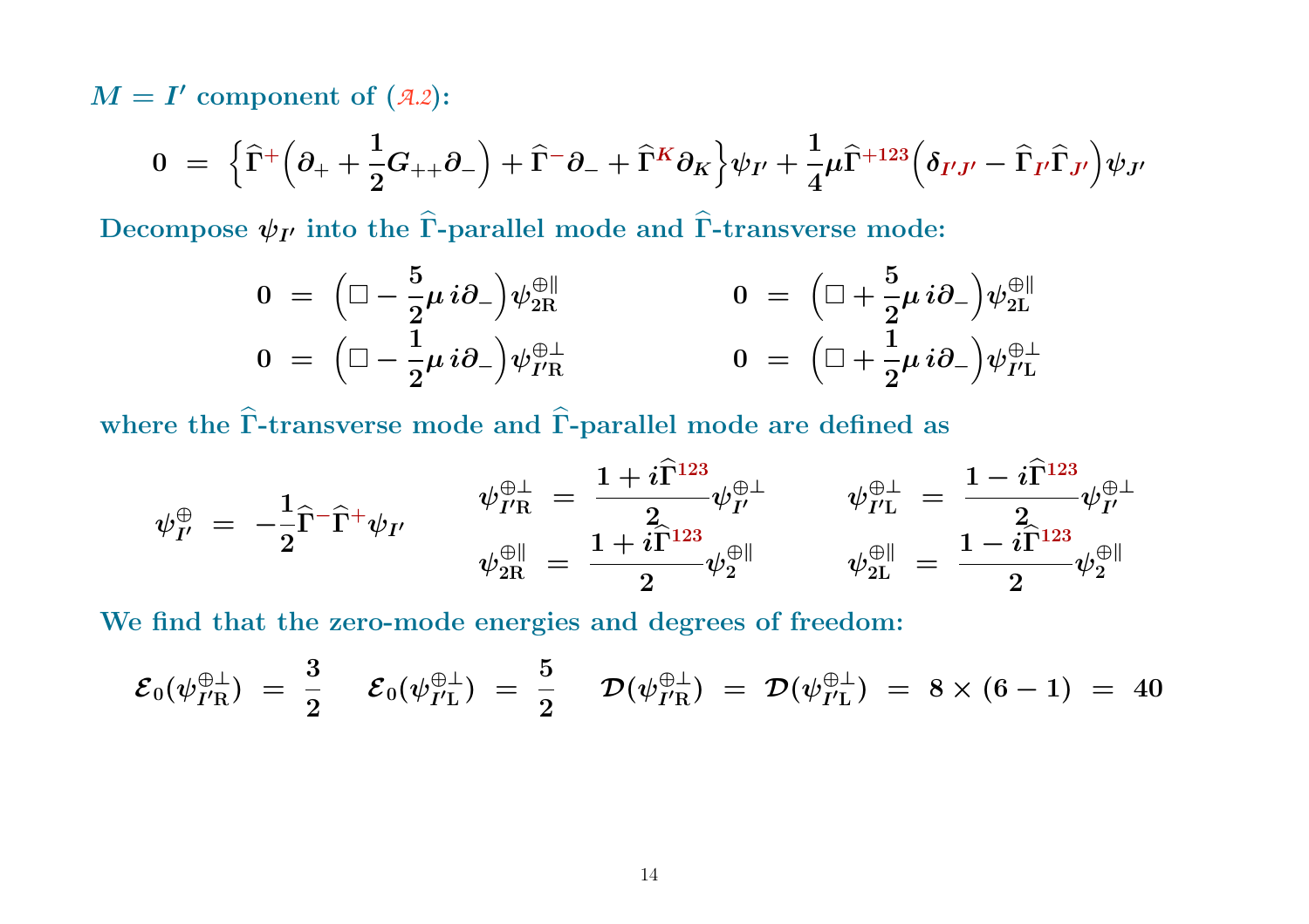**$M = I'$ component of (A.2):**

$$0 \;=\; \Big\{\widehat{\Gamma}^{+}\Big(\partial_{+} + \frac{1}{2}G_{++}\partial_{-}\Big) + \widehat{\Gamma}^{-}\partial_{-} + \widehat{\Gamma}^{K}\partial_{K}\Big\}\psi_{I'} + \frac{1}{4}\mu\widehat{\Gamma}^{+123}\Big(\delta_{I'J'} - \widehat{\Gamma}_{I'}\widehat{\Gamma}_{J'}\Big)\psi_{J'}$$

**Decompose $\psi_{I'}$ into the $\widehat{\Gamma}$-parallel mode and $\widehat{\Gamma}$-transverse mode:**

$$0 \;=\; \Big(\Box - \frac{5}{2}\mu\, i\partial_{-}\Big)\psi^{\oplus\parallel}_{2\mathrm{R}} \qquad\qquad 0 \;=\; \Big(\Box + \frac{5}{2}\mu\, i\partial_{-}\Big)\psi^{\oplus\parallel}_{2\mathrm{L}}$$

$$0 \;=\; \Big(\Box - \frac{1}{2}\mu\, i\partial_{-}\Big)\psi^{\oplus\perp}_{I'\mathrm{R}} \qquad\qquad 0 \;=\; \Big(\Box + \frac{1}{2}\mu\, i\partial_{-}\Big)\psi^{\oplus\perp}_{I'\mathrm{L}}$$

**where the $\widehat{\Gamma}$-transverse mode and $\widehat{\Gamma}$-parallel mode are defined as**

$$\psi^{\oplus}_{I'} \;=\; -\frac{1}{2}\widehat{\Gamma}^{-}\widehat{\Gamma}^{+}\psi_{I'} \qquad \psi^{\oplus\perp}_{I'\mathrm{R}} \;=\; \frac{1 + i\widehat{\Gamma}^{123}}{2}\psi^{\oplus\perp}_{I'} \qquad \psi^{\oplus\perp}_{I'\mathrm{L}} \;=\; \frac{1 - i\widehat{\Gamma}^{123}}{2}\psi^{\oplus\perp}_{I'}$$

$$\psi^{\oplus\parallel}_{2\mathrm{R}} \;=\; \frac{1 + i\widehat{\Gamma}^{123}}{2}\psi^{\oplus\parallel}_{2} \qquad \psi^{\oplus\parallel}_{2\mathrm{L}} \;=\; \frac{1 - i\widehat{\Gamma}^{123}}{2}\psi^{\oplus\parallel}_{2}$$

**We find that the zero-mode energies and degrees of freedom:**

$$\mathcal{E}_0(\psi^{\oplus\perp}_{I'\mathrm{R}}) \;=\; \frac{3}{2} \qquad \mathcal{E}_0(\psi^{\oplus\perp}_{I'\mathrm{L}}) \;=\; \frac{5}{2} \qquad \mathcal{D}(\psi^{\oplus\perp}_{I'\mathrm{R}}) \;=\; \mathcal{D}(\psi^{\oplus\perp}_{I'\mathrm{L}}) \;=\; 8 \times (6-1) \;=\; 40$$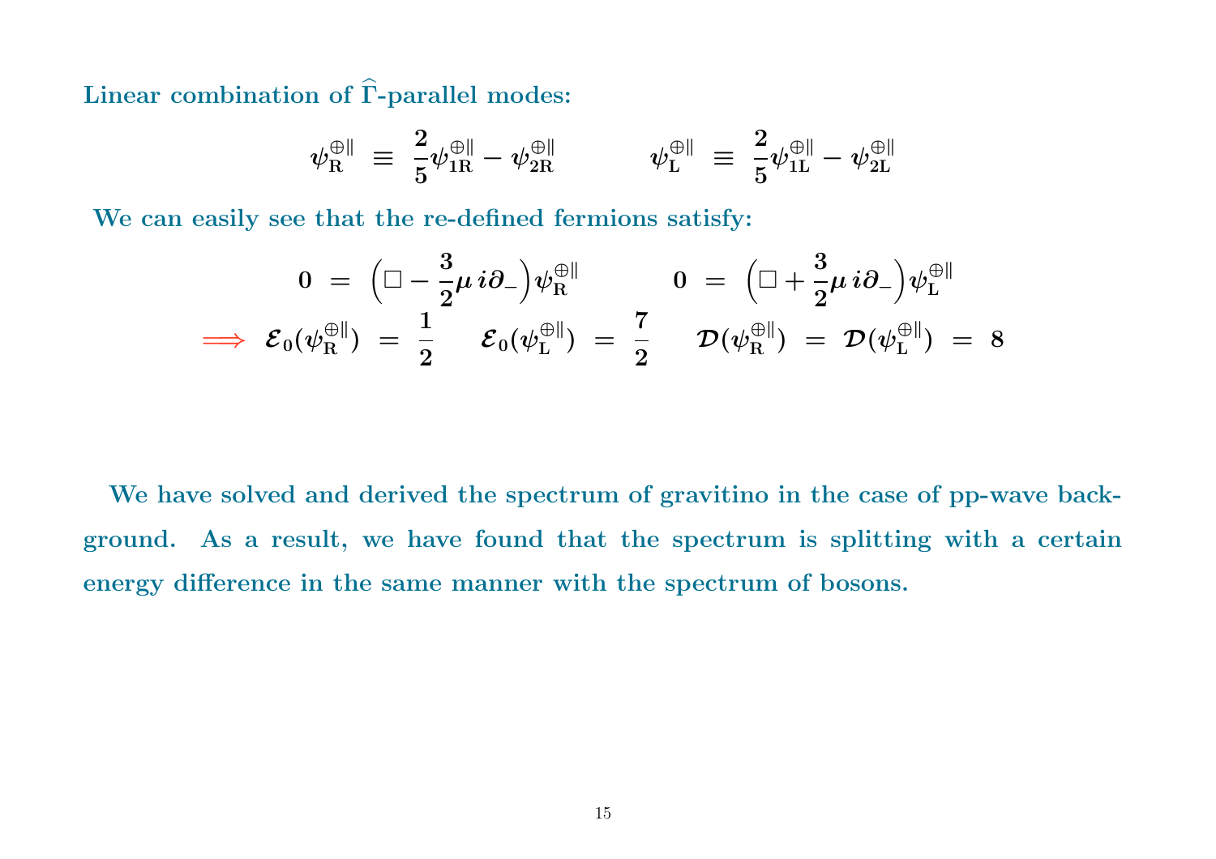**Linear combination of $\widehat{\Gamma}$-parallel modes:**

$$\psi_{\rm R}^{\oplus\parallel} \;\equiv\; \frac{2}{5}\psi_{\rm 1R}^{\oplus\parallel} - \psi_{\rm 2R}^{\oplus\parallel} \qquad\qquad \psi_{\rm L}^{\oplus\parallel} \;\equiv\; \frac{2}{5}\psi_{\rm 1L}^{\oplus\parallel} - \psi_{\rm 2L}^{\oplus\parallel}$$

**We can easily see that the re-defined fermions satisfy:**

$$0 \;=\; \Big(\Box - \frac{3}{2}\mu\, i\partial_-\Big)\psi_{\rm R}^{\oplus\parallel} \qquad\qquad 0 \;=\; \Big(\Box + \frac{3}{2}\mu\, i\partial_-\Big)\psi_{\rm L}^{\oplus\parallel}$$

$$\Longrightarrow\;\; \mathcal{E}_0(\psi_{\rm R}^{\oplus\parallel}) \;=\; \frac{1}{2} \qquad \mathcal{E}_0(\psi_{\rm L}^{\oplus\parallel}) \;=\; \frac{7}{2} \qquad \mathcal{D}(\psi_{\rm R}^{\oplus\parallel}) \;=\; \mathcal{D}(\psi_{\rm L}^{\oplus\parallel}) \;=\; 8$$

**We have solved and derived the spectrum of gravitino in the case of pp-wave background. As a result, we have found that the spectrum is splitting with a certain energy difference in the same manner with the spectrum of bosons.**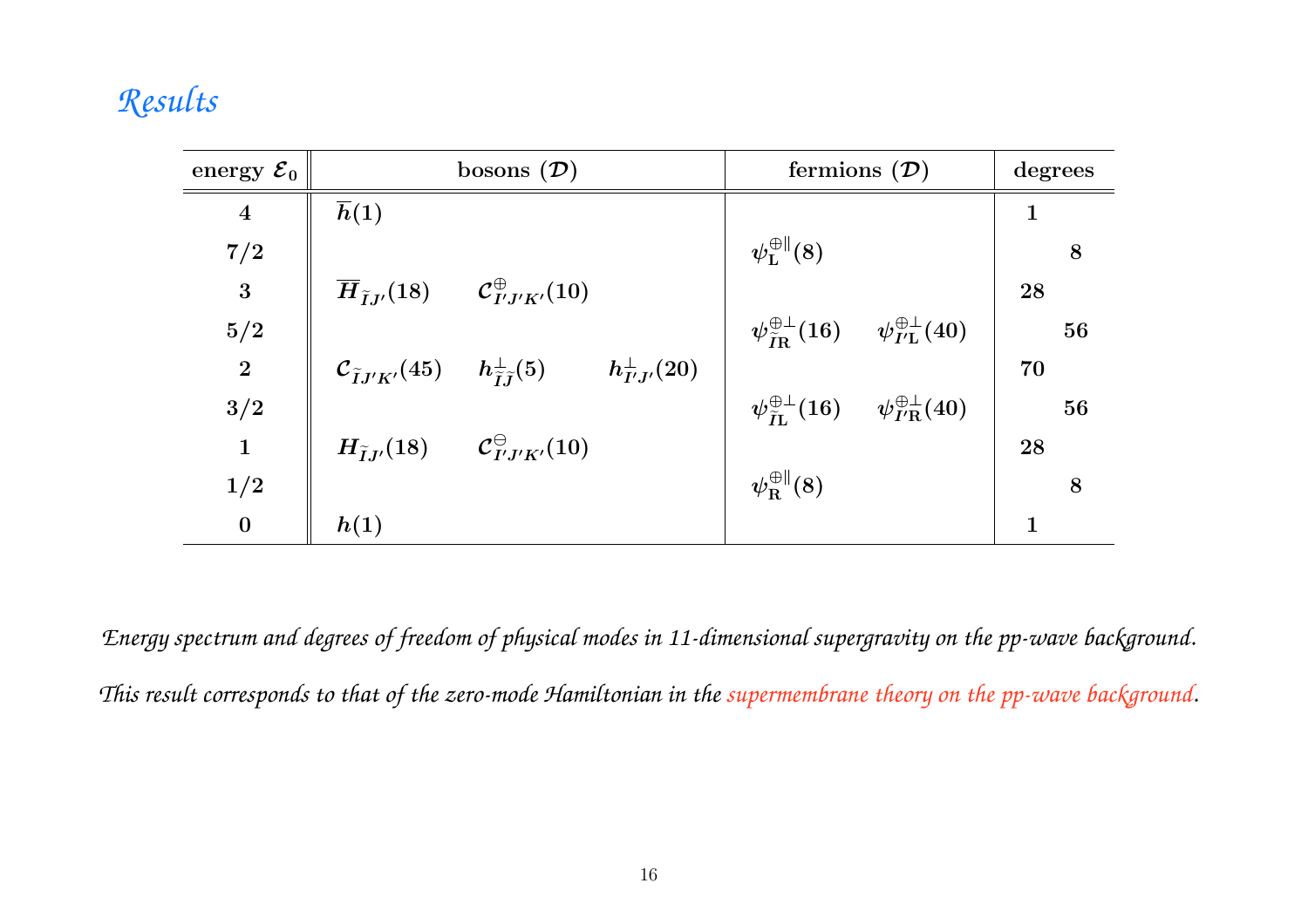# Results

| energy $\mathcal{E}_0$ | bosons ($\mathcal{D}$) | | | fermions ($\mathcal{D}$) | | degrees |
|---|---|---|---|---|---|---|
| 4 | $\overline{h}(1)$ | | | | | 1 |
| 7/2 | | | | $\psi_{\mathrm{L}}^{\oplus\parallel}(8)$ | | 8 |
| 3 | $\overline{H}_{\tilde{I}J'}(18)$ | $\mathcal{C}^{\oplus}_{I'J'K'}(10)$ | | | | 28 |
| 5/2 | | | | $\psi_{\tilde{I}\mathrm{R}}^{\oplus\perp}(16)$ | $\psi_{I'\mathrm{L}}^{\oplus\perp}(40)$ | 56 |
| 2 | $\mathcal{C}_{\tilde{I}J'K'}(45)$ | $h^{\perp}_{\tilde{I}\tilde{J}}(5)$ | $h^{\perp}_{I'J'}(20)$ | | | 70 |
| 3/2 | | | | $\psi_{\tilde{I}\mathrm{L}}^{\oplus\perp}(16)$ | $\psi_{I'\mathrm{R}}^{\oplus\perp}(40)$ | 56 |
| 1 | $H_{\tilde{I}J'}(18)$ | $\mathcal{C}^{\ominus}_{I'J'K'}(10)$ | | | | 28 |
| 1/2 | | | | $\psi_{\mathrm{R}}^{\oplus\parallel}(8)$ | | 8 |
| 0 | $h(1)$ | | | | | 1 |

*Energy spectrum and degrees of freedom of physical modes in 11-dimensional supergravity on the pp-wave background.*

*This result corresponds to that of the zero-mode Hamiltonian in the supermembrane theory on the pp-wave background.*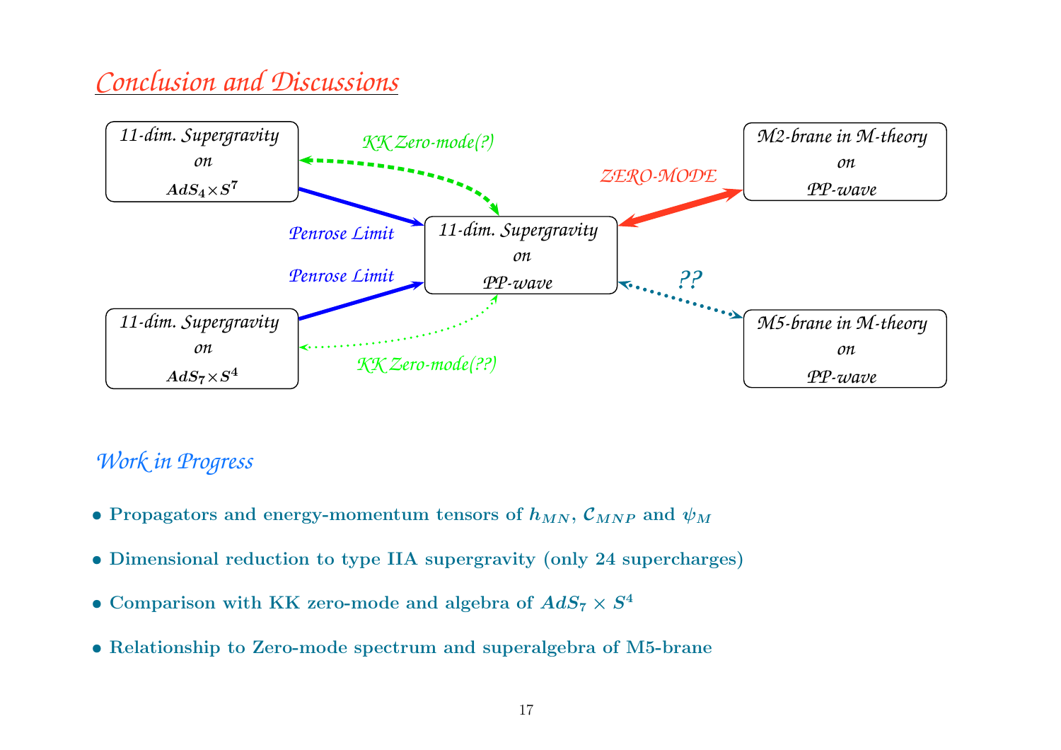## Conclusion and Discussions

11-dim. Supergravity on $AdS_4 \times S^7$

11-dim. Supergravity on $AdS_7 \times S^4$

11-dim. Supergravity on PP-wave

M2-brane in M-theory on PP-wave

M5-brane in M-theory on PP-wave

Penrose Limit

Penrose Limit

KK Zero-mode(?)

KK Zero-mode(??)

ZERO-MODE

??

### Work in Progress

- **Propagators and energy-momentum tensors of $h_{MN}$, $\mathcal{C}_{MNP}$ and $\psi_M$**
- **Dimensional reduction to type IIA supergravity (only 24 supercharges)**
- **Comparison with KK zero-mode and algebra of $AdS_7 \times S^4$**
- **Relationship to Zero-mode spectrum and superalgebra of M5-brane**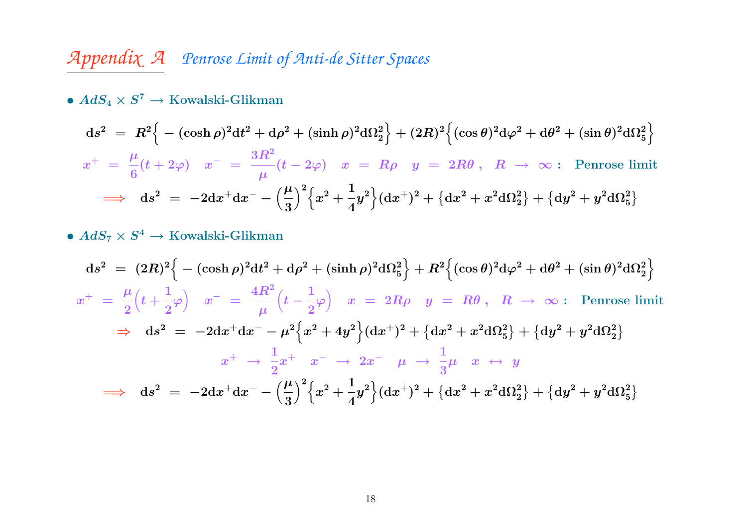# *Appendix A* *Penrose Limit of Anti-de Sitter Spaces*

- **$AdS_4 \times S^7 \rightarrow$ Kowalski-Glikman**

$$\mathrm{d}s^2 \;=\; R^2\Big\{-(\cosh\rho)^2\mathrm{d}t^2 + \mathrm{d}\rho^2 + (\sinh\rho)^2\mathrm{d}\Omega_2^2\Big\} + (2R)^2\Big\{(\cos\theta)^2\mathrm{d}\varphi^2 + \mathrm{d}\theta^2 + (\sin\theta)^2\mathrm{d}\Omega_5^2\Big\}$$

$$x^+ \;=\; \frac{\mu}{6}(t+2\varphi) \quad x^- \;=\; \frac{3R^2}{\mu}(t-2\varphi) \quad x \;=\; R\rho \quad y \;=\; 2R\theta\,, \quad R \;\rightarrow\; \infty: \;\; \text{Penrose limit}$$

$$\Longrightarrow \quad \mathrm{d}s^2 \;=\; -2\mathrm{d}x^+\mathrm{d}x^- - \Big(\frac{\mu}{3}\Big)^2\Big\{x^2 + \frac{1}{4}y^2\Big\}(\mathrm{d}x^+)^2 + \big\{\mathrm{d}x^2 + x^2\mathrm{d}\Omega_2^2\big\} + \big\{\mathrm{d}y^2 + y^2\mathrm{d}\Omega_5^2\big\}$$

- **$AdS_7 \times S^4 \rightarrow$ Kowalski-Glikman**

$$\mathrm{d}s^2 \;=\; (2R)^2\Big\{-(\cosh\rho)^2\mathrm{d}t^2 + \mathrm{d}\rho^2 + (\sinh\rho)^2\mathrm{d}\Omega_5^2\Big\} + R^2\Big\{(\cos\theta)^2\mathrm{d}\varphi^2 + \mathrm{d}\theta^2 + (\sin\theta)^2\mathrm{d}\Omega_2^2\Big\}$$

$$x^+ \;=\; \frac{\mu}{2}\Big(t+\frac{1}{2}\varphi\Big) \quad x^- \;=\; \frac{4R^2}{\mu}\Big(t-\frac{1}{2}\varphi\Big) \quad x \;=\; 2R\rho \quad y \;=\; R\theta\,, \quad R \;\rightarrow\; \infty: \;\; \text{Penrose limit}$$

$$\Rightarrow \quad \mathrm{d}s^2 \;=\; -2\mathrm{d}x^+\mathrm{d}x^- - \mu^2\Big\{x^2 + 4y^2\Big\}(\mathrm{d}x^+)^2 + \big\{\mathrm{d}x^2 + x^2\mathrm{d}\Omega_5^2\big\} + \big\{\mathrm{d}y^2 + y^2\mathrm{d}\Omega_2^2\big\}$$

$$x^+ \;\rightarrow\; \frac{1}{2}x^+ \quad x^- \;\rightarrow\; 2x^- \quad \mu \;\rightarrow\; \frac{1}{3}\mu \quad x \;\leftrightarrow\; y$$

$$\Longrightarrow \quad \mathrm{d}s^2 \;=\; -2\mathrm{d}x^+\mathrm{d}x^- - \Big(\frac{\mu}{3}\Big)^2\Big\{x^2 + \frac{1}{4}y^2\Big\}(\mathrm{d}x^+)^2 + \big\{\mathrm{d}x^2 + x^2\mathrm{d}\Omega_2^2\big\} + \big\{\mathrm{d}y^2 + y^2\mathrm{d}\Omega_5^2\big\}$$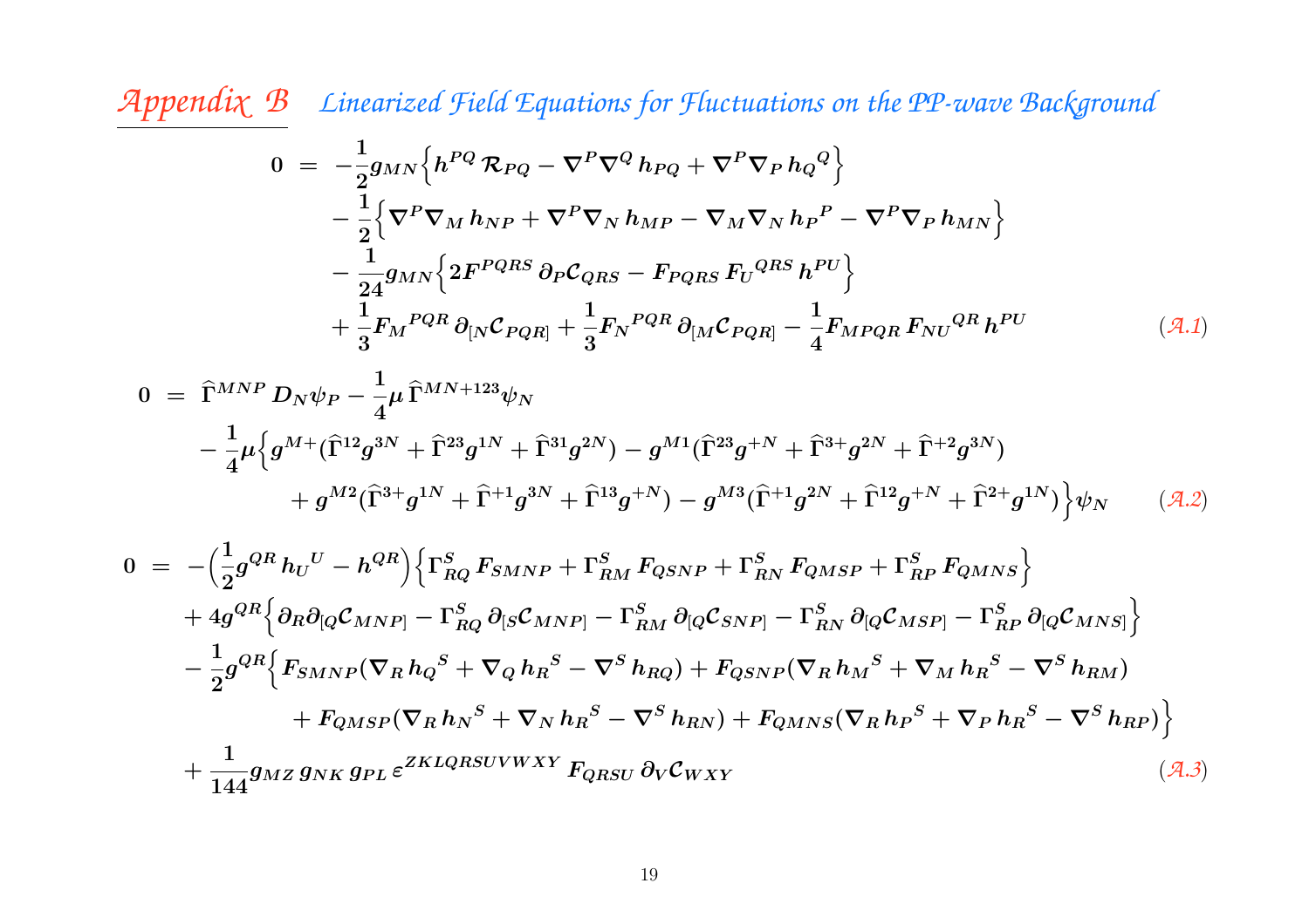## *Appendix B* *Linearized Field Equations for Fluctuations on the PP-wave Background*

$$
\begin{aligned}
0 \;=\;& -\frac{1}{2} g_{MN} \Big\{ h^{PQ}\, \mathcal{R}_{PQ} - \nabla^P \nabla^Q\, h_{PQ} + \nabla^P \nabla_P\, h_Q{}^Q \Big\} \\
& - \frac{1}{2} \Big\{ \nabla^P \nabla_M\, h_{NP} + \nabla^P \nabla_N\, h_{MP} - \nabla_M \nabla_N\, h_P{}^P - \nabla^P \nabla_P\, h_{MN} \Big\} \\
& - \frac{1}{24} g_{MN} \Big\{ 2 F^{PQRS}\, \partial_P \mathcal{C}_{QRS} - F_{PQRS}\, F_U{}^{QRS}\, h^{PU} \Big\} \\
& + \frac{1}{3} F_M{}^{PQR}\, \partial_{[N} \mathcal{C}_{PQR]} + \frac{1}{3} F_N{}^{PQR}\, \partial_{[M} \mathcal{C}_{PQR]} - \frac{1}{4} F_{MPQR}\, F_{NU}{}^{QR}\, h^{PU}
\end{aligned}
\qquad (\mathcal{A}.1)
$$

$$
\begin{aligned}
0 \;=\;& \widehat{\Gamma}^{MNP}\, D_N \psi_P - \frac{1}{4} \mu\, \widehat{\Gamma}^{MN+123} \psi_N \\
& - \frac{1}{4} \mu \Big\{ g^{M+} (\widehat{\Gamma}^{12} g^{3N} + \widehat{\Gamma}^{23} g^{1N} + \widehat{\Gamma}^{31} g^{2N}) - g^{M1} (\widehat{\Gamma}^{23} g^{+N} + \widehat{\Gamma}^{3+} g^{2N} + \widehat{\Gamma}^{+2} g^{3N}) \\
& \qquad + g^{M2} (\widehat{\Gamma}^{3+} g^{1N} + \widehat{\Gamma}^{+1} g^{3N} + \widehat{\Gamma}^{13} g^{+N}) - g^{M3} (\widehat{\Gamma}^{+1} g^{2N} + \widehat{\Gamma}^{12} g^{+N} + \widehat{\Gamma}^{2+} g^{1N}) \Big\} \psi_N
\end{aligned}
\qquad (\mathcal{A}.2)
$$

$$
\begin{aligned}
0 \;=\;& -\Big( \frac{1}{2} g^{QR}\, h_U{}^U - h^{QR} \Big) \Big\{ \Gamma^S_{RQ}\, F_{SMNP} + \Gamma^S_{RM}\, F_{QSNP} + \Gamma^S_{RN}\, F_{QMSP} + \Gamma^S_{RP}\, F_{QMNS} \Big\} \\
& + 4 g^{QR} \Big\{ \partial_R \partial_{[Q} \mathcal{C}_{MNP]} - \Gamma^S_{RQ}\, \partial_{[S} \mathcal{C}_{MNP]} - \Gamma^S_{RM}\, \partial_{[Q} \mathcal{C}_{SNP]} - \Gamma^S_{RN}\, \partial_{[Q} \mathcal{C}_{MSP]} - \Gamma^S_{RP}\, \partial_{[Q} \mathcal{C}_{MNS]} \Big\} \\
& - \frac{1}{2} g^{QR} \Big\{ F_{SMNP} (\nabla_R\, h_Q{}^S + \nabla_Q\, h_R{}^S - \nabla^S\, h_{RQ}) + F_{QSNP} (\nabla_R\, h_M{}^S + \nabla_M\, h_R{}^S - \nabla^S\, h_{RM}) \\
& \qquad + F_{QMSP} (\nabla_R\, h_N{}^S + \nabla_N\, h_R{}^S - \nabla^S\, h_{RN}) + F_{QMNS} (\nabla_R\, h_P{}^S + \nabla_P\, h_R{}^S - \nabla^S\, h_{RP}) \Big\} \\
& + \frac{1}{144} g_{MZ}\, g_{NK}\, g_{PL}\, \varepsilon^{ZKLQRSUVWXY}\, F_{QRSU}\, \partial_V \mathcal{C}_{WXY}
\end{aligned}
\qquad (\mathcal{A}.3)
$$